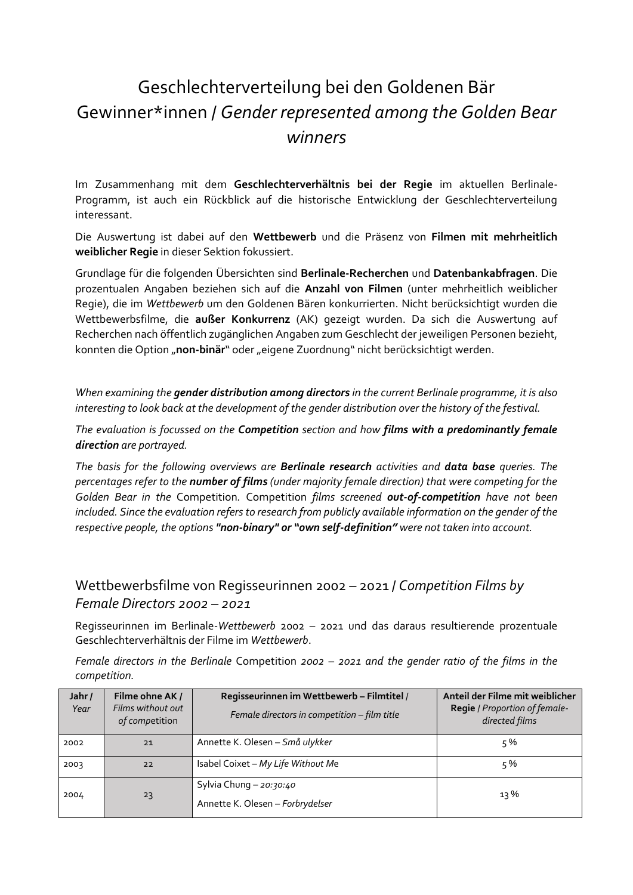# Geschlechterverteilung bei den Goldenen Bär Gewinner*innen / *Gender represented among the Golden Bear winners*

Im Zusammenhang mit dem **Geschlechterverhältnis bei der Regie** im aktuellen Berlinale-Programm, ist auch ein Rückblick auf die historische Entwicklung der Geschlechterverteilung interessant.

Die Auswertung ist dabei auf den **Wettbewerb** und die Präsenz von **Filmen mit mehrheitlich weiblicher Regie** in dieser Sektion fokussiert.

Grundlage für die folgenden Übersichten sind **Berlinale-Recherchen** und **Datenbankabfragen**. Die prozentualen Angaben beziehen sich auf die **Anzahl von Filmen** (unter mehrheitlich weiblicher Regie), die im *Wettbewerb* um den Goldenen Bären konkurrierten. Nicht berücksichtigt wurden die Wettbewerbsfilme, die **außer Konkurrenz** (AK) gezeigt wurden. Da sich die Auswertung auf Recherchen nach öffentlich zugänglichen Angaben zum Geschlecht der jeweiligen Personen bezieht, konnten die Option „**non-binär**" oder „eigene Zuordnung" nicht berücksichtigt werden.

*When examining the **gender distribution among directors** in the current Berlinale programme, it is also interesting to look back at the development of the gender distribution over the history of the festival.*

*The evaluation is focussed on the **Competition** section and how **films with a predominantly female direction** are portrayed.*

*The basis for the following overviews are **Berlinale research** activities and **data base** queries. The percentages refer to the **number of films** (under majority female direction) that were competing for the Golden Bear in the* Competition*.* Competition *films screened **out-of-competition** have not been included. Since the evaluation refers to research from publicly available information on the gender of the respective people, the options **"non-binary" or "own self-definition"** were not taken into account.*

## Wettbewerbsfilme von Regisseurinnen 2002 – 2021 / *Competition Films by Female Directors 2002 – 2021*

Regisseurinnen im Berlinale-*Wettbewerb* 2002 – 2021 und das daraus resultierende prozentuale Geschlechterverhältnis der Filme im *Wettbewerb*.

*Female directors in the Berlinale* Competition *2002 – 2021 and the gender ratio of the films in the competition.*

| **Jahr /** *Year* | **Filme ohne AK /** *Films without out of competition* | **Regisseurinnen im Wettbewerb – Filmtitel /** *Female directors in competition – film title* | **Anteil der Filme mit weiblicher Regie /** *Proportion of female-directed films* |
|---|---|---|---|
| 2002 | 21 | Annette K. Olesen – *Små ulykker* | 5 % |
| 2003 | 22 | Isabel Coixet – *My Life Without Me* | 5 % |
| 2004 | 23 | Sylvia Chung – *20:30:40*<br>Annette K. Olesen – *Forbrydelser* | 13 % |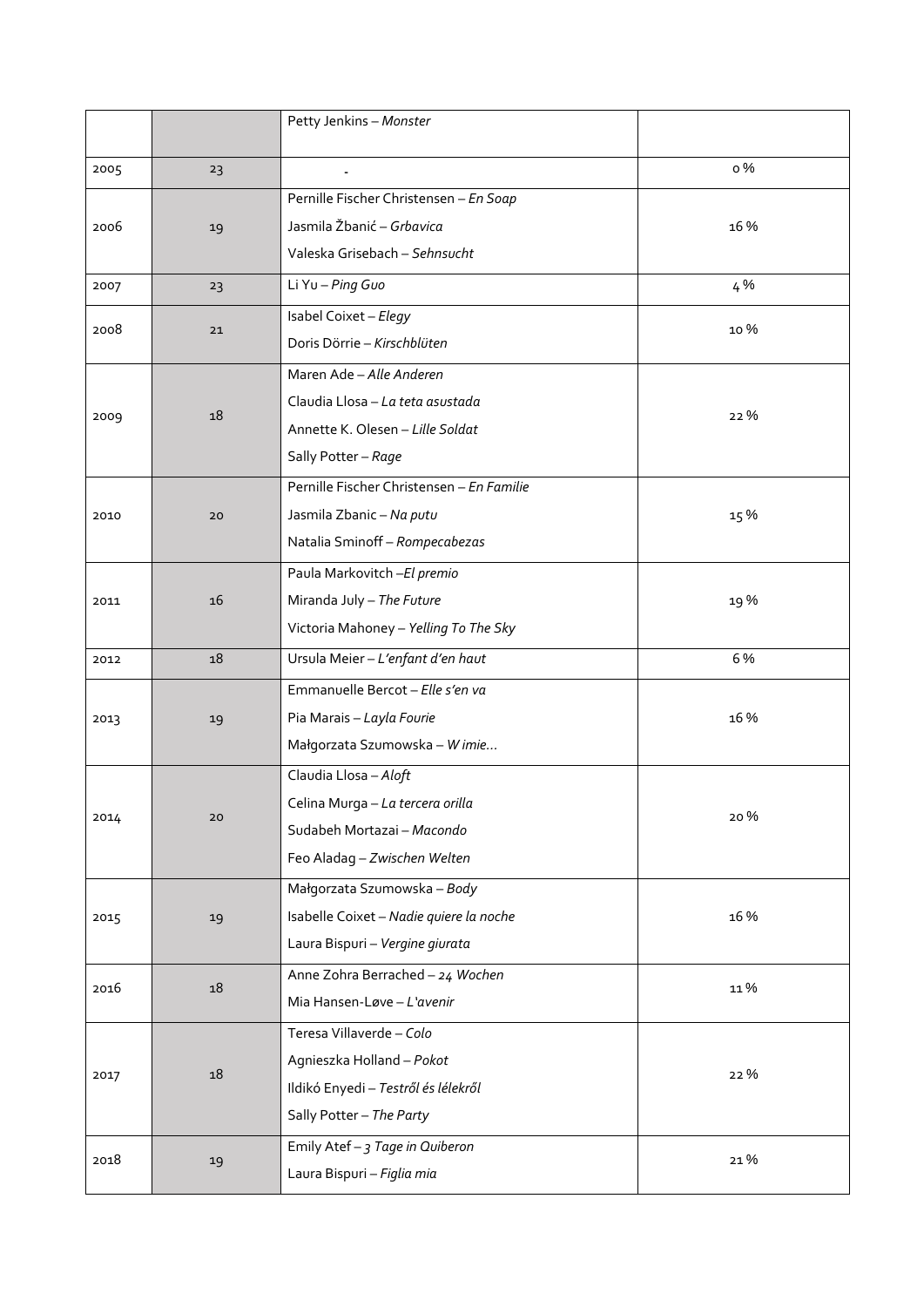|  |  |  |  |
|---|---|---|---|
|  |  | Petty Jenkins – *Monster* |  |
| 2005 | 23 | - | 0 % |
| 2006 | 19 | Pernille Fischer Christensen – *En Soap*<br>Jasmila Žbanić – *Grbavica*<br>Valeska Grisebach – *Sehnsucht* | 16 % |
| 2007 | 23 | Li Yu – *Ping Guo* | 4 % |
| 2008 | 21 | Isabel Coixet – *Elegy*<br>Doris Dörrie – *Kirschblüten* | 10 % |
| 2009 | 18 | Maren Ade – *Alle Anderen*<br>Claudia Llosa – *La teta asustada*<br>Annette K. Olesen – *Lille Soldat*<br>Sally Potter – *Rage* | 22 % |
| 2010 | 20 | Pernille Fischer Christensen – *En Familie*<br>Jasmila Zbanic – *Na putu*<br>Natalia Sminoff – *Rompecabezas* | 15 % |
| 2011 | 16 | Paula Markovitch –*El premio*<br>Miranda July – *The Future*<br>Victoria Mahoney – *Yelling To The Sky* | 19 % |
| 2012 | 18 | Ursula Meier – *L'enfant d'en haut* | 6 % |
| 2013 | 19 | Emmanuelle Bercot – *Elle s'en va*<br>Pia Marais – *Layla Fourie*<br>Małgorzata Szumowska – *W imie…* | 16 % |
| 2014 | 20 | Claudia Llosa – *Aloft*<br>Celina Murga – *La tercera orilla*<br>Sudabeh Mortazai – *Macondo*<br>Feo Aladag – *Zwischen Welten* | 20 % |
| 2015 | 19 | Małgorzata Szumowska – *Body*<br>Isabelle Coixet – *Nadie quiere la noche*<br>Laura Bispuri – *Vergine giurata* | 16 % |
| 2016 | 18 | Anne Zohra Berrached – *24 Wochen*<br>Mia Hansen-Løve – *L'avenir* | 11 % |
| 2017 | 18 | Teresa Villaverde – *Colo*<br>Agnieszka Holland – *Pokot*<br>Ildikó Enyedi – *Testről és lélekről*<br>Sally Potter – *The Party* | 22 % |
| 2018 | 19 | Emily Atef – *3 Tage in Quiberon*<br>Laura Bispuri – *Figlia mia* | 21 % |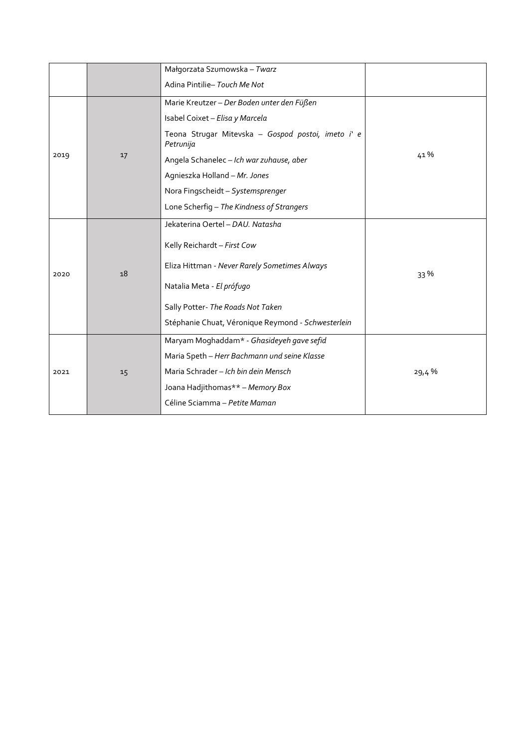| | | | |
|---|---|---|---|
| | | Małgorzata Szumowska – *Twarz*<br>Adina Pintilie– *Touch Me Not* | |
| 2019 | 17 | Marie Kreutzer – *Der Boden unter den Füßen*<br>Isabel Coixet – *Elisa y Marcela*<br>Teona Strugar Mitevska – *Gospod postoi, imeto i' e Petrunija*<br>Angela Schanelec – *Ich war zuhause, aber*<br>Agnieszka Holland – *Mr. Jones*<br>Nora Fingscheidt – *Systemsprenger*<br>Lone Scherfig – *The Kindness of Strangers* | 41 % |
| 2020 | 18 | Jekaterina Oertel – *DAU. Natasha*<br>Kelly Reichardt – *First Cow*<br>Eliza Hittman - *Never Rarely Sometimes Always*<br>Natalia Meta - *El prófugo*<br>Sally Potter- *The Roads Not Taken*<br>Stéphanie Chuat, Véronique Reymond - *Schwesterlein* | 33 % |
| 2021 | 15 | Maryam Moghaddam* - *Ghasideyeh gave sefid*<br>Maria Speth – *Herr Bachmann und seine Klasse*<br>Maria Schrader – *Ich bin dein Mensch*<br>Joana Hadjithomas** – *Memory Box*<br>Céline Sciamma – *Petite Maman* | 29,4 % |